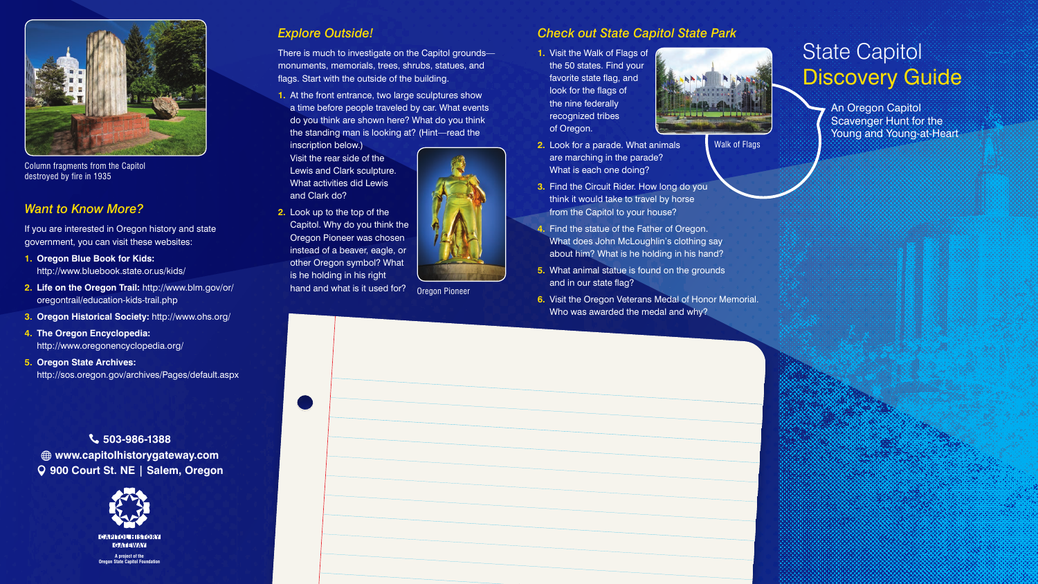# State Capitol Discovery Guide

An Oregon Capitol Scavenger Hunt for the Young and Young-at-Heart

Column fragments from the Capitol destroyed by fire in 1935

## Want to Know More?

If you are interested in Oregon history and state government, you can visit these websites:

1. **Oregon Blue Book for Kids:** http://www.bluebook.state.or.us/kids/
2. **Life on the Oregon Trail:** http://www.blm.gov/or/oregontrail/education-kids-trail.php
3. **Oregon Historical Society:** http://www.ohs.org/
4. **The Oregon Encyclopedia:** http://www.oregonencyclopedia.org/
5. **Oregon State Archives:** http://sos.oregon.gov/archives/Pages/default.aspx

**503-986-1388**
**www.capitolhistorygateway.com**
**900 Court St. NE | Salem, Oregon**

CAPITOL HISTORY GATEWAY
A project of the Oregon State Capitol Foundation

## Explore Outside!

There is much to investigate on the Capitol grounds—monuments, memorials, trees, shrubs, statues, and flags. Start with the outside of the building.

1. At the front entrance, two large sculptures show a time before people traveled by car. What events do you think are shown here? What do you think the standing man is looking at? (Hint—read the inscription below.)
   Visit the rear side of the Lewis and Clark sculpture. What activities did Lewis and Clark do?
2. Look up to the top of the Capitol. Why do you think the Oregon Pioneer was chosen instead of a beaver, eagle, or other Oregon symbol? What is he holding in his right hand and what is it used for?

Oregon Pioneer

## Check out State Capitol State Park

1. Visit the Walk of Flags of the 50 states. Find your favorite state flag, and look for the flags of the nine federally recognized tribes of Oregon.
2. Look for a parade. What animals are marching in the parade? What is each one doing?
3. Find the Circuit Rider. How long do you think it would take to travel by horse from the Capitol to your house?
4. Find the statue of the Father of Oregon. What does John McLoughlin's clothing say about him? What is he holding in his hand?
5. What animal statue is found on the grounds and in our state flag?
6. Visit the Oregon Veterans Medal of Honor Memorial. Who was awarded the medal and why?

Walk of Flags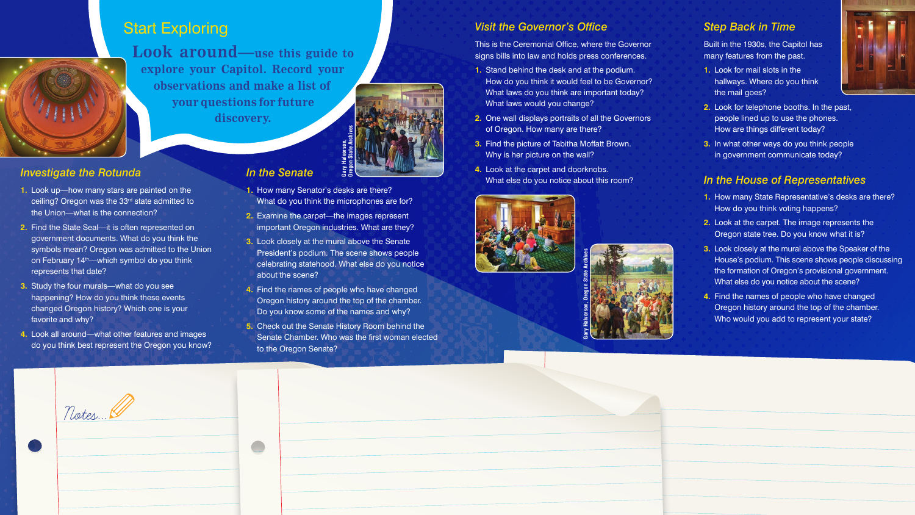## Start Exploring

**Look around—use this guide to explore your Capitol. Record your observations and make a list of your questions for future discovery.**

### Investigate the Rotunda

1. Look up—how many stars are painted on the ceiling? Oregon was the 33rd state admitted to the Union—what is the connection?
2. Find the State Seal—it is often represented on government documents. What do you think the symbols mean? Oregon was admitted to the Union on February 14th—which symbol do you think represents that date?
3. Study the four murals—what do you see happening? How do you think these events changed Oregon history? Which one is your favorite and why?
4. Look all around—what other features and images do you think best represent the Oregon you know?

### In the Senate

Gary Halvorson, Oregon State Archives

1. How many Senator's desks are there? What do you think the microphones are for?
2. Examine the carpet—the images represent important Oregon industries. What are they?
3. Look closely at the mural above the Senate President's podium. The scene shows people celebrating statehood. What else do you notice about the scene?
4. Find the names of people who have changed Oregon history around the top of the chamber. Do you know some of the names and why?
5. Check out the Senate History Room behind the Senate Chamber. Who was the first woman elected to the Oregon Senate?

### Visit the Governor's Office

This is the Ceremonial Office, where the Governor signs bills into law and holds press conferences.

1. Stand behind the desk and at the podium. How do you think it would feel to be Governor? What laws do you think are important today? What laws would you change?
2. One wall displays portraits of all the Governors of Oregon. How many are there?
3. Find the picture of Tabitha Moffatt Brown. Why is her picture on the wall?
4. Look at the carpet and doorknobs. What else do you notice about this room?

Gary Halvorson, Oregon State Archives

### Step Back in Time

Built in the 1930s, the Capitol has many features from the past.

1. Look for mail slots in the hallways. Where do you think the mail goes?
2. Look for telephone booths. In the past, people lined up to use the phones. How are things different today?
3. In what other ways do you think people in government communicate today?

### In the House of Representatives

1. How many State Representative's desks are there? How do you think voting happens?
2. Look at the carpet. The image represents the Oregon state tree. Do you know what it is?
3. Look closely at the mural above the Speaker of the House's podium. This scene shows people discussing the formation of Oregon's provisional government. What else do you notice about the scene?
4. Find the names of people who have changed Oregon history around the top of the chamber. Who would you add to represent your state?

*Notes...*